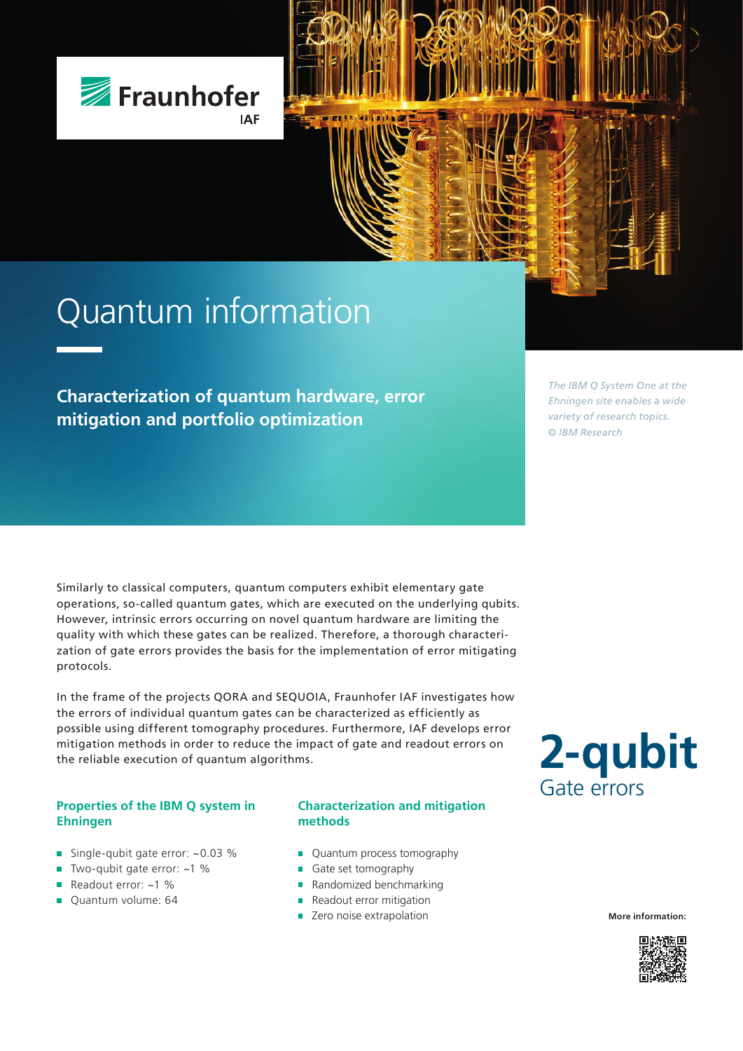Fraunhofer IAF

# Quantum information

## Characterization of quantum hardware, error mitigation and portfolio optimization

*The IBM Q System One at the Ehningen site enables a wide variety of research topics. © IBM Research*

Similarly to classical computers, quantum computers exhibit elementary gate operations, so-called quantum gates, which are executed on the underlying qubits. However, intrinsic errors occurring on novel quantum hardware are limiting the quality with which these gates can be realized. Therefore, a thorough characterization of gate errors provides the basis for the implementation of error mitigating protocols.

In the frame of the projects QORA and SEQUOIA, Fraunhofer IAF investigates how the errors of individual quantum gates can be characterized as efficiently as possible using different tomography procedures. Furthermore, IAF develops error mitigation methods in order to reduce the impact of gate and readout errors on the reliable execution of quantum algorithms.

**2-qubit**
Gate errors

### Properties of the IBM Q system in Ehningen

- Single-qubit gate error: ~0.03 %
- Two-qubit gate error: ~1 %
- Readout error: ~1 %
- Quantum volume: 64

### Characterization and mitigation methods

- Quantum process tomography
- Gate set tomography
- Randomized benchmarking
- Readout error mitigation
- Zero noise extrapolation

**More information:**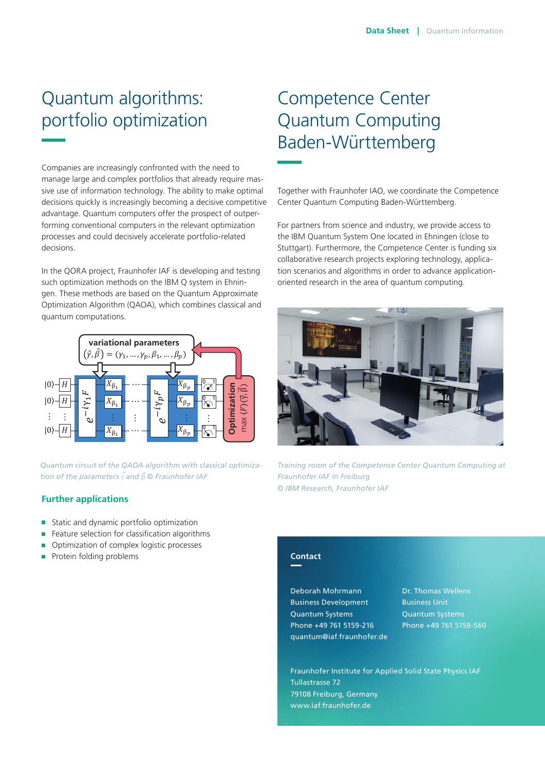# Quantum algorithms: portfolio optimization

Companies are increasingly confronted with the need to manage large and complex portfolios that already require massive use of information technology. The ability to make optimal decisions quickly is increasingly becoming a decisive competitive advantage. Quantum computers offer the prospect of outperforming conventional computers in the relevant optimization processes and could decisively accelerate portfolio-related decisions.

In the QORA project, Fraunhofer IAF is developing and testing such optimization methods on the IBM Q system in Ehningen. These methods are based on the Quantum Approximate Optimization Algorithm (QAOA), which combines classical and quantum computations.

variational parameters

$(\vec{\gamma}, \vec{\beta}) = (\gamma_1, \ldots, \gamma_p, \beta_1, \ldots, \beta_p)$

$|0\rangle$ $H$ $e^{-i\gamma_1 F}$ $X_{\beta_1}$ … $e^{-i\gamma_p F}$ $X_{\beta_p}$

Optimization $\max \langle F \rangle(\vec{\gamma}, \vec{\beta})$

*Quantum circuit of the QAOA algorithm with classical optimization of the parameters $\vec{\gamma}$ and $\vec{\beta}$ © Fraunhofer IAF*

### Further applications

- Static and dynamic portfolio optimization
- Feature selection for classification algorithms
- Optimization of complex logistic processes
- Protein folding problems

# Competence Center Quantum Computing Baden-Württemberg

Together with Fraunhofer IAO, we coordinate the Competence Center Quantum Computing Baden-Württemberg.

For partners from science and industry, we provide access to the IBM Quantum System One located in Ehningen (close to Stuttgart). Furthermore, the Competence Center is funding six collaborative research projects exploring technology, application scenarios and algorithms in order to advance application-oriented research in the area of quantum computing.

*Training room of the Competence Center Quantum Computing at Fraunhofer IAF in Freiburg*
*© IBM Research, Fraunhofer IAF*

### Contact

Deborah Mohrmann
Business Development
Quantum Systems
Phone +49 761 5159-216
quantum@iaf.fraunhofer.de

Dr. Thomas Wellens
Business Unit
Quantum Systems
Phone +49 761 5159-560

Fraunhofer Institute for Applied Solid State Physics IAF
Tullastrasse 72
79108 Freiburg, Germany
www.iaf.fraunhofer.de